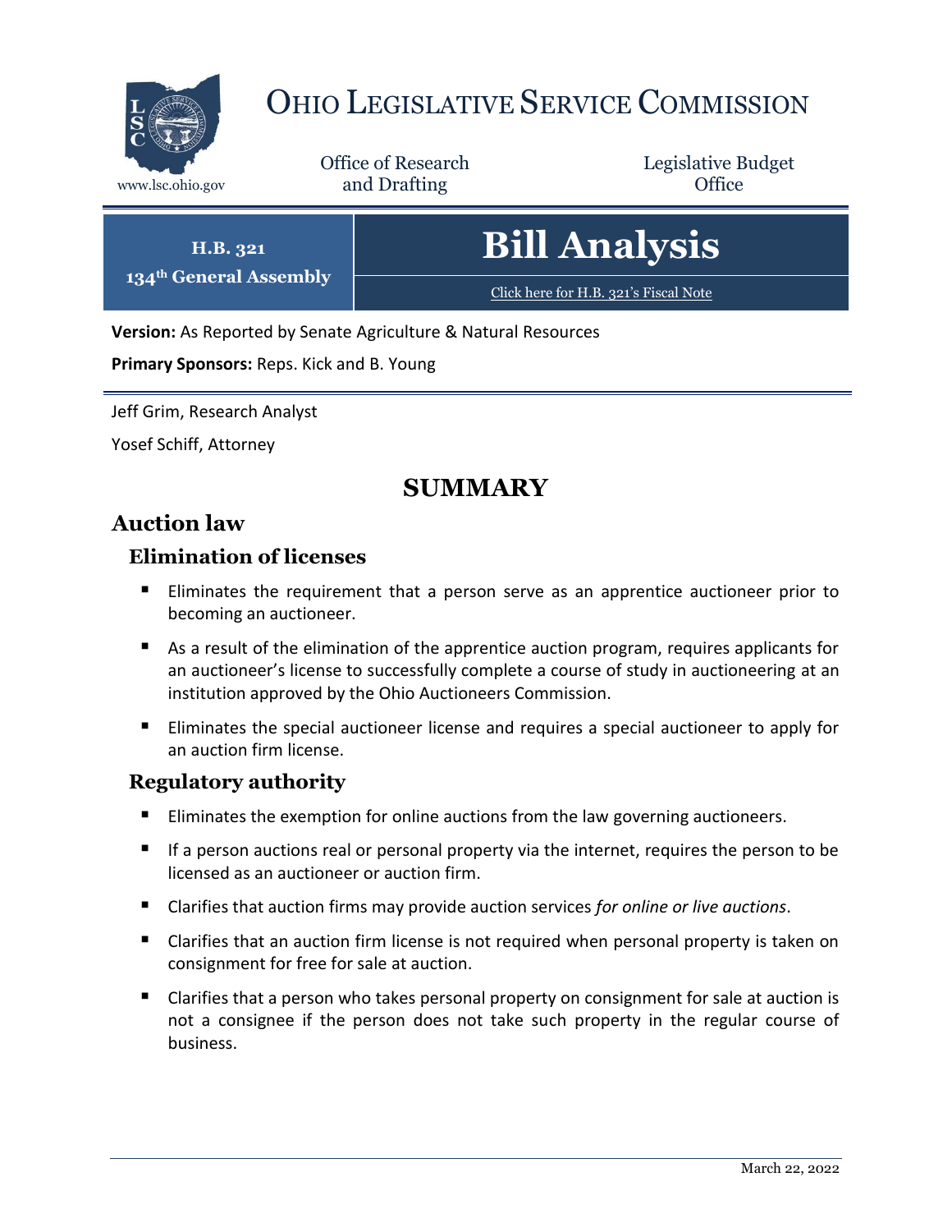# OHIO LEGISLATIVE SERVICE COMMISSION

www.lsc.ohio.gov

Office of Research and Drafting

Legislative Budget Office

**H.B. 321**
**134th General Assembly**

# Bill Analysis

Click here for H.B. 321's Fiscal Note

**Version:** As Reported by Senate Agriculture & Natural Resources

**Primary Sponsors:** Reps. Kick and B. Young

Jeff Grim, Research Analyst

Yosef Schiff, Attorney

## SUMMARY

## Auction law

### Elimination of licenses

- Eliminates the requirement that a person serve as an apprentice auctioneer prior to becoming an auctioneer.
- As a result of the elimination of the apprentice auction program, requires applicants for an auctioneer's license to successfully complete a course of study in auctioneering at an institution approved by the Ohio Auctioneers Commission.
- Eliminates the special auctioneer license and requires a special auctioneer to apply for an auction firm license.

### Regulatory authority

- Eliminates the exemption for online auctions from the law governing auctioneers.
- If a person auctions real or personal property via the internet, requires the person to be licensed as an auctioneer or auction firm.
- Clarifies that auction firms may provide auction services *for online or live auctions*.
- Clarifies that an auction firm license is not required when personal property is taken on consignment for free for sale at auction.
- Clarifies that a person who takes personal property on consignment for sale at auction is not a consignee if the person does not take such property in the regular course of business.

March 22, 2022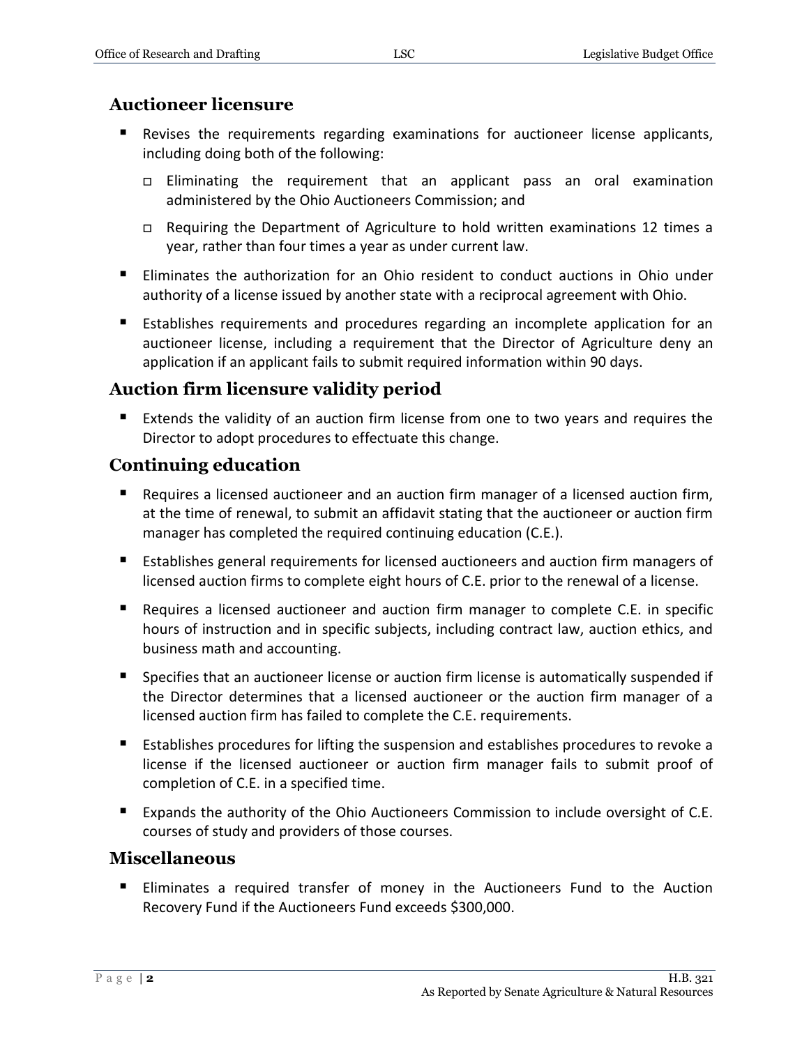## Auctioneer licensure

- Revises the requirements regarding examinations for auctioneer license applicants, including doing both of the following:
  - Eliminating the requirement that an applicant pass an oral examination administered by the Ohio Auctioneers Commission; and
  - Requiring the Department of Agriculture to hold written examinations 12 times a year, rather than four times a year as under current law.
- Eliminates the authorization for an Ohio resident to conduct auctions in Ohio under authority of a license issued by another state with a reciprocal agreement with Ohio.
- Establishes requirements and procedures regarding an incomplete application for an auctioneer license, including a requirement that the Director of Agriculture deny an application if an applicant fails to submit required information within 90 days.

## Auction firm licensure validity period

- Extends the validity of an auction firm license from one to two years and requires the Director to adopt procedures to effectuate this change.

## Continuing education

- Requires a licensed auctioneer and an auction firm manager of a licensed auction firm, at the time of renewal, to submit an affidavit stating that the auctioneer or auction firm manager has completed the required continuing education (C.E.).
- Establishes general requirements for licensed auctioneers and auction firm managers of licensed auction firms to complete eight hours of C.E. prior to the renewal of a license.
- Requires a licensed auctioneer and auction firm manager to complete C.E. in specific hours of instruction and in specific subjects, including contract law, auction ethics, and business math and accounting.
- Specifies that an auctioneer license or auction firm license is automatically suspended if the Director determines that a licensed auctioneer or the auction firm manager of a licensed auction firm has failed to complete the C.E. requirements.
- Establishes procedures for lifting the suspension and establishes procedures to revoke a license if the licensed auctioneer or auction firm manager fails to submit proof of completion of C.E. in a specified time.
- Expands the authority of the Ohio Auctioneers Commission to include oversight of C.E. courses of study and providers of those courses.

## Miscellaneous

- Eliminates a required transfer of money in the Auctioneers Fund to the Auction Recovery Fund if the Auctioneers Fund exceeds $300,000.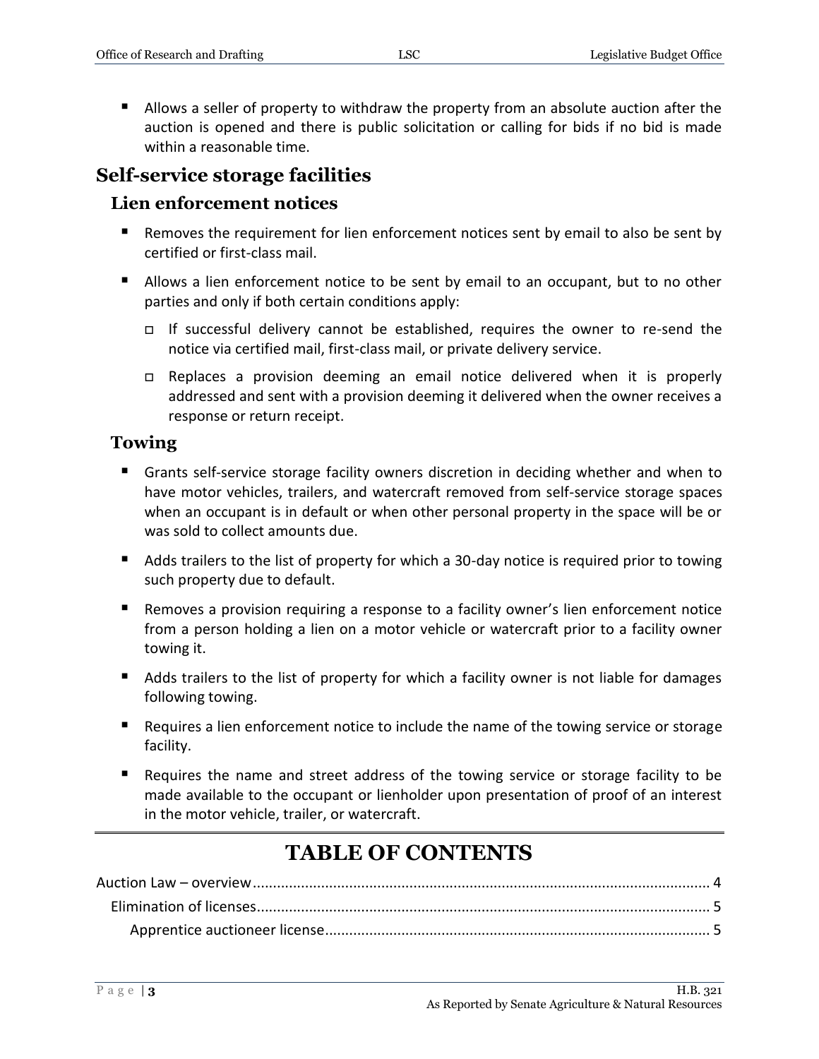- Allows a seller of property to withdraw the property from an absolute auction after the auction is opened and there is public solicitation or calling for bids if no bid is made within a reasonable time.

## Self-service storage facilities

### Lien enforcement notices

- Removes the requirement for lien enforcement notices sent by email to also be sent by certified or first-class mail.
- Allows a lien enforcement notice to be sent by email to an occupant, but to no other parties and only if both certain conditions apply:
  - If successful delivery cannot be established, requires the owner to re-send the notice via certified mail, first-class mail, or private delivery service.
  - Replaces a provision deeming an email notice delivered when it is properly addressed and sent with a provision deeming it delivered when the owner receives a response or return receipt.

### Towing

- Grants self-service storage facility owners discretion in deciding whether and when to have motor vehicles, trailers, and watercraft removed from self-service storage spaces when an occupant is in default or when other personal property in the space will be or was sold to collect amounts due.
- Adds trailers to the list of property for which a 30-day notice is required prior to towing such property due to default.
- Removes a provision requiring a response to a facility owner's lien enforcement notice from a person holding a lien on a motor vehicle or watercraft prior to a facility owner towing it.
- Adds trailers to the list of property for which a facility owner is not liable for damages following towing.
- Requires a lien enforcement notice to include the name of the towing service or storage facility.
- Requires the name and street address of the towing service or storage facility to be made available to the occupant or lienholder upon presentation of proof of an interest in the motor vehicle, trailer, or watercraft.

---

# TABLE OF CONTENTS

Auction Law – overview ........ 4
  Elimination of licenses ........ 5
    Apprentice auctioneer license ........ 5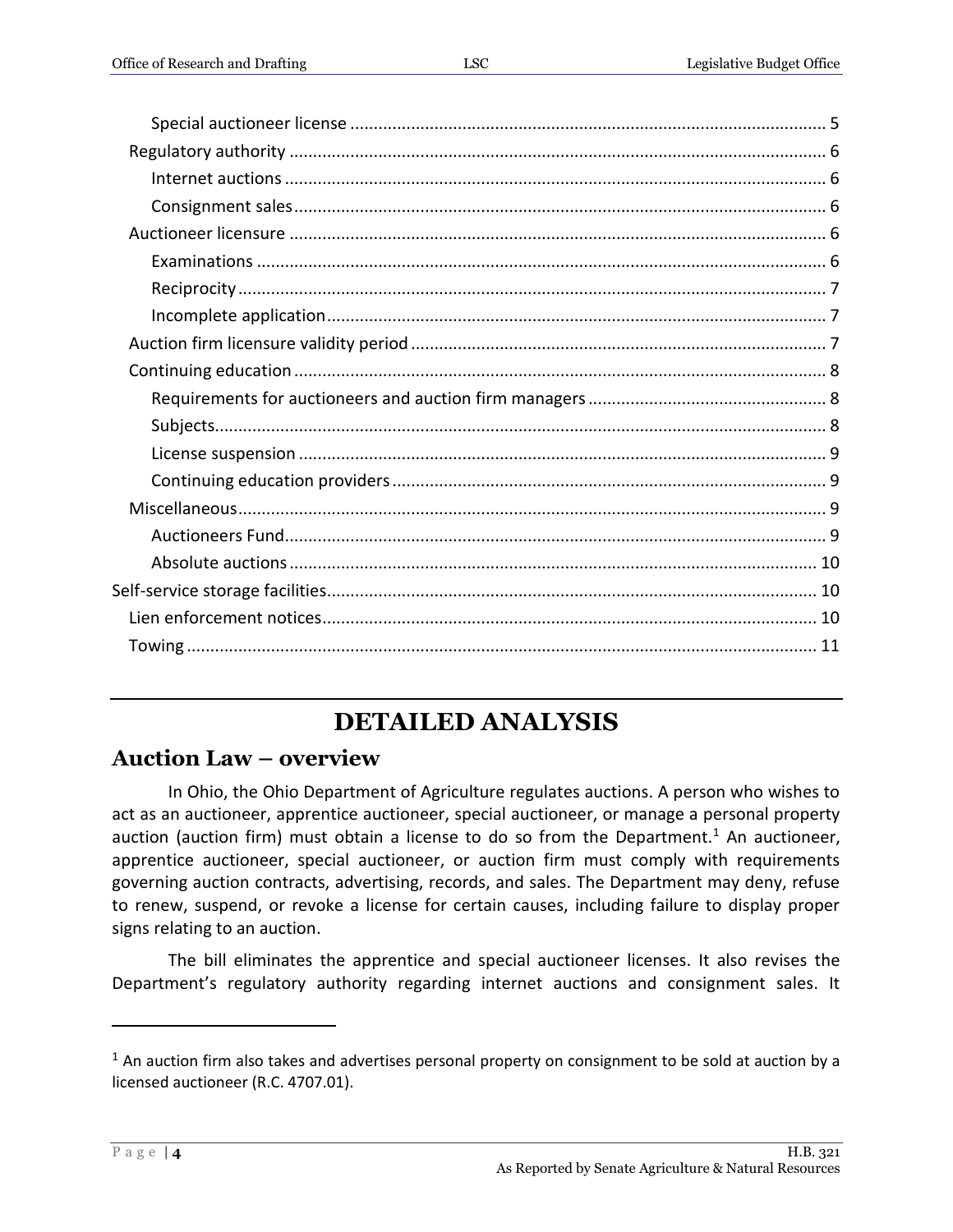Special auctioneer license ..................................................................................................... 5

Regulatory authority ................................................................................................................... 6

Internet auctions ..................................................................................................................... 6

Consignment sales .................................................................................................................. 6

Auctioneer licensure .................................................................................................................. 6

Examinations .......................................................................................................................... 6

Reciprocity ............................................................................................................................... 7

Incomplete application ........................................................................................................... 7

Auction firm licensure validity period ......................................................................................... 7

Continuing education .................................................................................................................. 8

Requirements for auctioneers and auction firm managers ................................................... 8

Subjects ................................................................................................................................... 8

License suspension ................................................................................................................. 9

Continuing education providers ............................................................................................. 9

Miscellaneous ............................................................................................................................. 9

Auctioneers Fund .................................................................................................................... 9

Absolute auctions ................................................................................................................. 10

Self-service storage facilities ......................................................................................................... 10

Lien enforcement notices ......................................................................................................... 10

Towing ...................................................................................................................................... 11

# DETAILED ANALYSIS

## Auction Law – overview

In Ohio, the Ohio Department of Agriculture regulates auctions. A person who wishes to act as an auctioneer, apprentice auctioneer, special auctioneer, or manage a personal property auction (auction firm) must obtain a license to do so from the Department.[1] An auctioneer, apprentice auctioneer, special auctioneer, or auction firm must comply with requirements governing auction contracts, advertising, records, and sales. The Department may deny, refuse to renew, suspend, or revoke a license for certain causes, including failure to display proper signs relating to an auction.

The bill eliminates the apprentice and special auctioneer licenses. It also revises the Department's regulatory authority regarding internet auctions and consignment sales. It

[1] An auction firm also takes and advertises personal property on consignment to be sold at auction by a licensed auctioneer (R.C. 4707.01).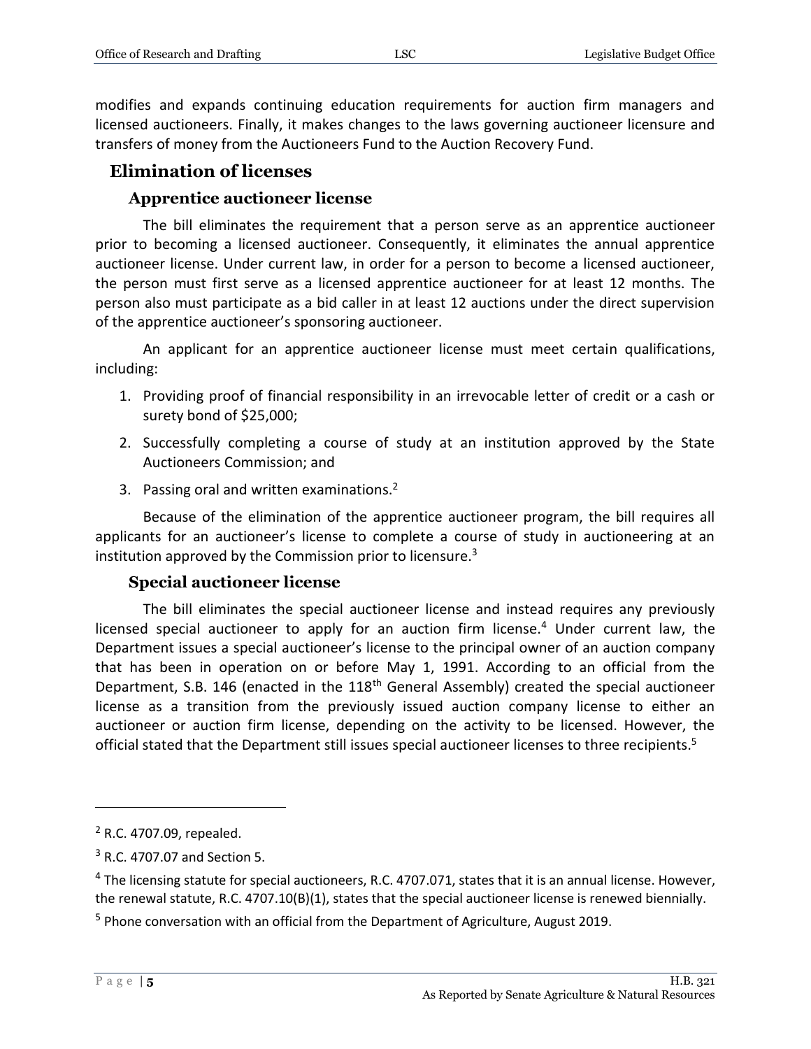modifies and expands continuing education requirements for auction firm managers and licensed auctioneers. Finally, it makes changes to the laws governing auctioneer licensure and transfers of money from the Auctioneers Fund to the Auction Recovery Fund.

## Elimination of licenses

### Apprentice auctioneer license

The bill eliminates the requirement that a person serve as an apprentice auctioneer prior to becoming a licensed auctioneer. Consequently, it eliminates the annual apprentice auctioneer license. Under current law, in order for a person to become a licensed auctioneer, the person must first serve as a licensed apprentice auctioneer for at least 12 months. The person also must participate as a bid caller in at least 12 auctions under the direct supervision of the apprentice auctioneer's sponsoring auctioneer.

An applicant for an apprentice auctioneer license must meet certain qualifications, including:

1. Providing proof of financial responsibility in an irrevocable letter of credit or a cash or surety bond of $25,000;
2. Successfully completing a course of study at an institution approved by the State Auctioneers Commission; and
3. Passing oral and written examinations.[2]

Because of the elimination of the apprentice auctioneer program, the bill requires all applicants for an auctioneer's license to complete a course of study in auctioneering at an institution approved by the Commission prior to licensure.[3]

### Special auctioneer license

The bill eliminates the special auctioneer license and instead requires any previously licensed special auctioneer to apply for an auction firm license.[4] Under current law, the Department issues a special auctioneer's license to the principal owner of an auction company that has been in operation on or before May 1, 1991. According to an official from the Department, S.B. 146 (enacted in the 118th General Assembly) created the special auctioneer license as a transition from the previously issued auction company license to either an auctioneer or auction firm license, depending on the activity to be licensed. However, the official stated that the Department still issues special auctioneer licenses to three recipients.[5]

---

[2] R.C. 4707.09, repealed.

[3] R.C. 4707.07 and Section 5.

[4] The licensing statute for special auctioneers, R.C. 4707.071, states that it is an annual license. However, the renewal statute, R.C. 4707.10(B)(1), states that the special auctioneer license is renewed biennially.

[5] Phone conversation with an official from the Department of Agriculture, August 2019.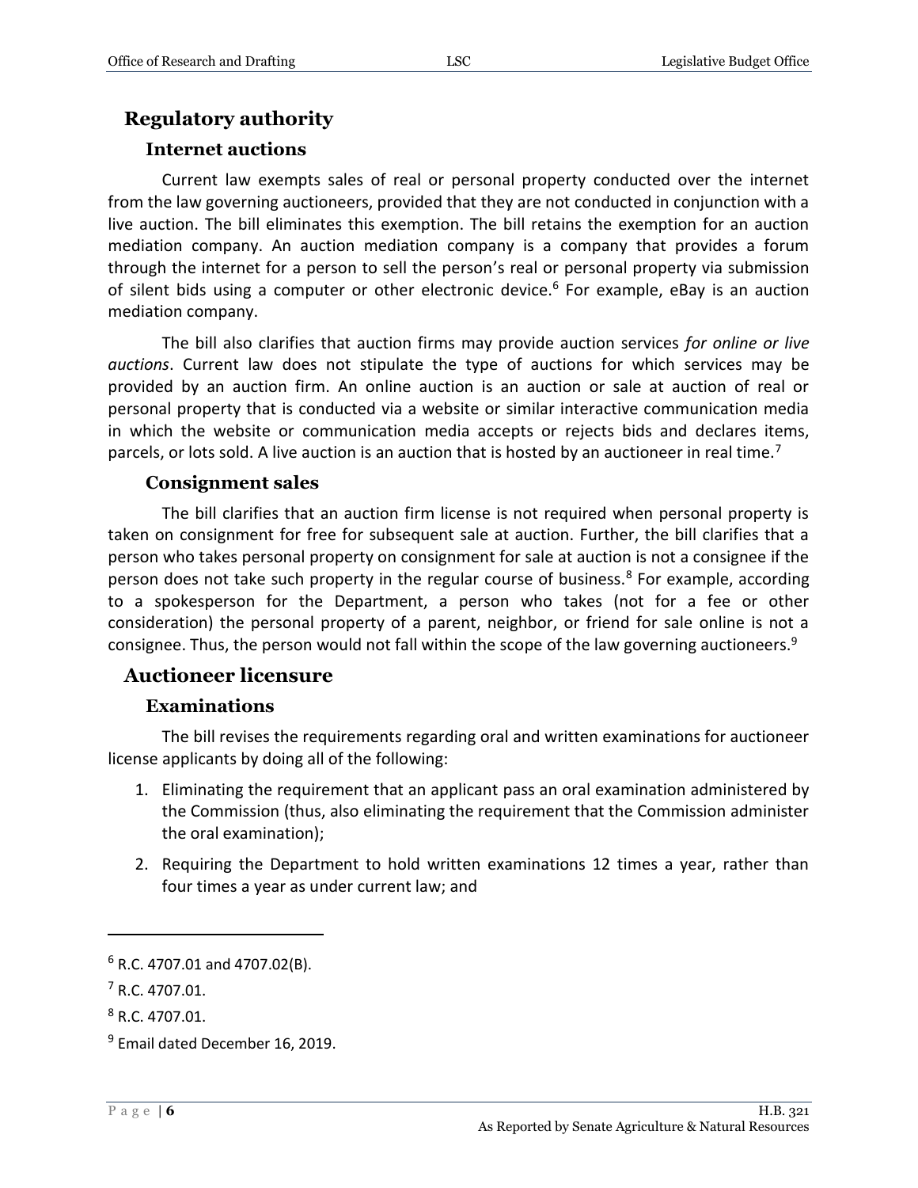## Regulatory authority

### Internet auctions

Current law exempts sales of real or personal property conducted over the internet from the law governing auctioneers, provided that they are not conducted in conjunction with a live auction. The bill eliminates this exemption. The bill retains the exemption for an auction mediation company. An auction mediation company is a company that provides a forum through the internet for a person to sell the person's real or personal property via submission of silent bids using a computer or other electronic device.[6] For example, eBay is an auction mediation company.

The bill also clarifies that auction firms may provide auction services *for online or live auctions*. Current law does not stipulate the type of auctions for which services may be provided by an auction firm. An online auction is an auction or sale at auction of real or personal property that is conducted via a website or similar interactive communication media in which the website or communication media accepts or rejects bids and declares items, parcels, or lots sold. A live auction is an auction that is hosted by an auctioneer in real time.[7]

### Consignment sales

The bill clarifies that an auction firm license is not required when personal property is taken on consignment for free for subsequent sale at auction. Further, the bill clarifies that a person who takes personal property on consignment for sale at auction is not a consignee if the person does not take such property in the regular course of business.[8] For example, according to a spokesperson for the Department, a person who takes (not for a fee or other consideration) the personal property of a parent, neighbor, or friend for sale online is not a consignee. Thus, the person would not fall within the scope of the law governing auctioneers.[9]

## Auctioneer licensure

### Examinations

The bill revises the requirements regarding oral and written examinations for auctioneer license applicants by doing all of the following:

1. Eliminating the requirement that an applicant pass an oral examination administered by the Commission (thus, also eliminating the requirement that the Commission administer the oral examination);
2. Requiring the Department to hold written examinations 12 times a year, rather than four times a year as under current law; and

---

[6] R.C. 4707.01 and 4707.02(B).

[7] R.C. 4707.01.

[8] R.C. 4707.01.

[9] Email dated December 16, 2019.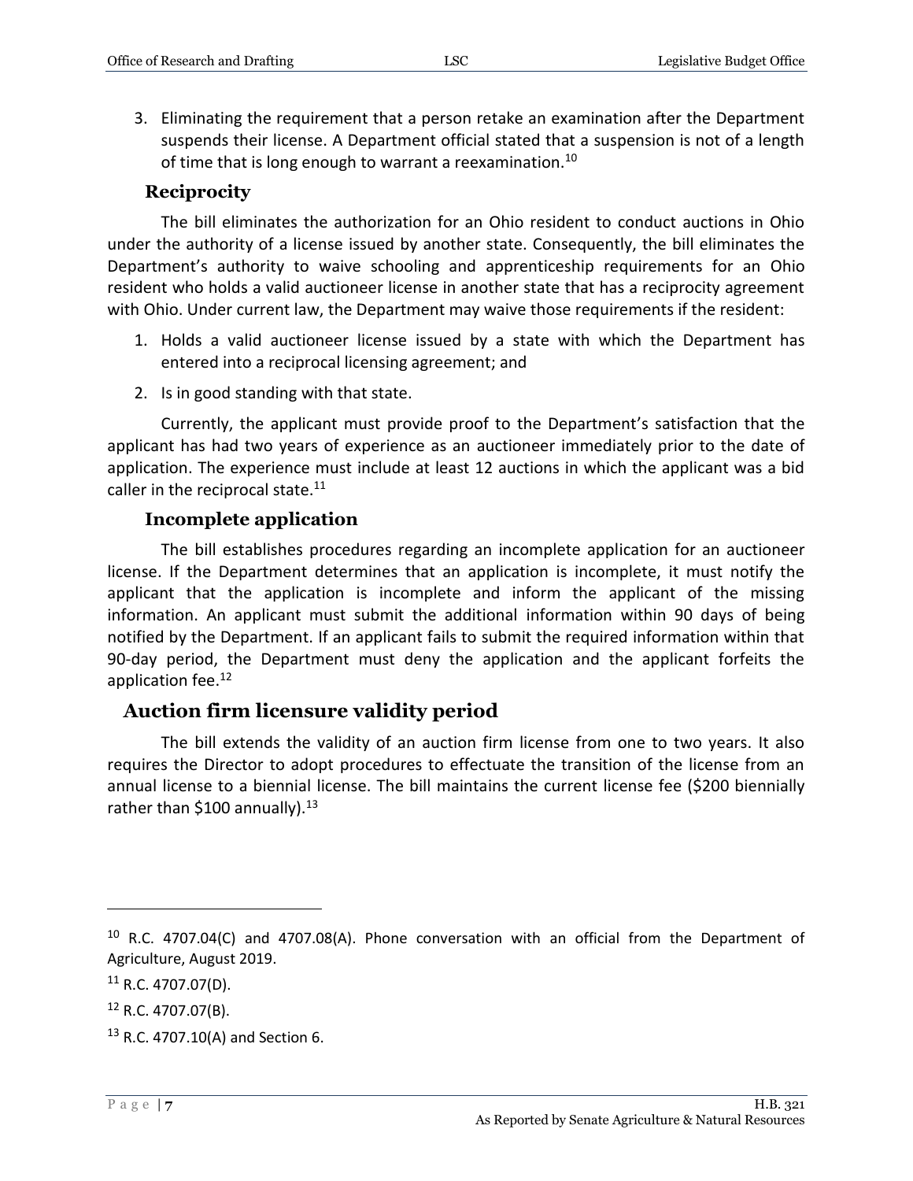3. Eliminating the requirement that a person retake an examination after the Department suspends their license. A Department official stated that a suspension is not of a length of time that is long enough to warrant a reexamination.[10]

### Reciprocity

The bill eliminates the authorization for an Ohio resident to conduct auctions in Ohio under the authority of a license issued by another state. Consequently, the bill eliminates the Department's authority to waive schooling and apprenticeship requirements for an Ohio resident who holds a valid auctioneer license in another state that has a reciprocity agreement with Ohio. Under current law, the Department may waive those requirements if the resident:

1. Holds a valid auctioneer license issued by a state with which the Department has entered into a reciprocal licensing agreement; and
2. Is in good standing with that state.

Currently, the applicant must provide proof to the Department's satisfaction that the applicant has had two years of experience as an auctioneer immediately prior to the date of application. The experience must include at least 12 auctions in which the applicant was a bid caller in the reciprocal state.[11]

### Incomplete application

The bill establishes procedures regarding an incomplete application for an auctioneer license. If the Department determines that an application is incomplete, it must notify the applicant that the application is incomplete and inform the applicant of the missing information. An applicant must submit the additional information within 90 days of being notified by the Department. If an applicant fails to submit the required information within that 90-day period, the Department must deny the application and the applicant forfeits the application fee.[12]

## Auction firm licensure validity period

The bill extends the validity of an auction firm license from one to two years. It also requires the Director to adopt procedures to effectuate the transition of the license from an annual license to a biennial license. The bill maintains the current license fee ($200 biennially rather than $100 annually).[13]

---

[10] R.C. 4707.04(C) and 4707.08(A). Phone conversation with an official from the Department of Agriculture, August 2019.

[11] R.C. 4707.07(D).

[12] R.C. 4707.07(B).

[13] R.C. 4707.10(A) and Section 6.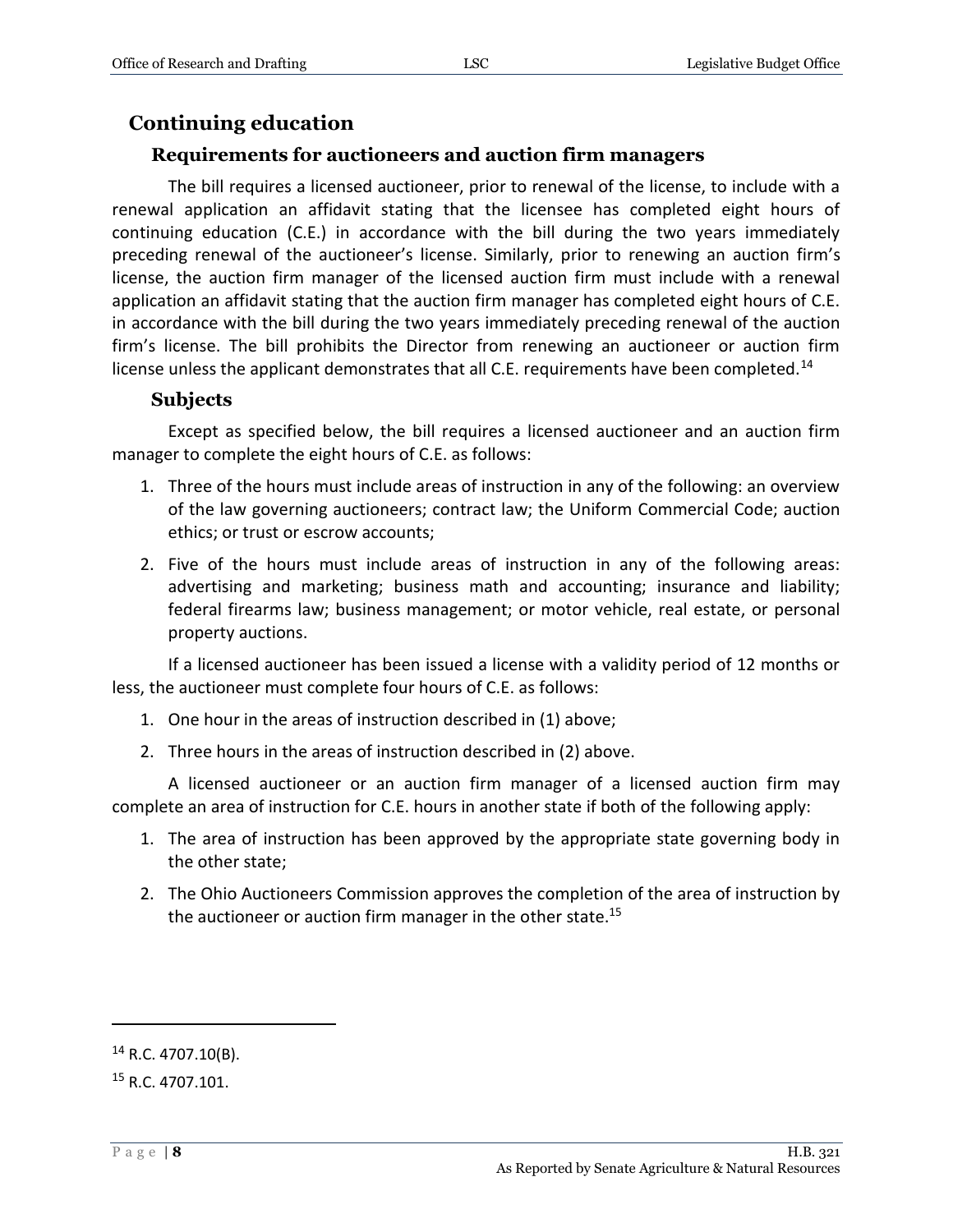## Continuing education

### Requirements for auctioneers and auction firm managers

The bill requires a licensed auctioneer, prior to renewal of the license, to include with a renewal application an affidavit stating that the licensee has completed eight hours of continuing education (C.E.) in accordance with the bill during the two years immediately preceding renewal of the auctioneer's license. Similarly, prior to renewing an auction firm's license, the auction firm manager of the licensed auction firm must include with a renewal application an affidavit stating that the auction firm manager has completed eight hours of C.E. in accordance with the bill during the two years immediately preceding renewal of the auction firm's license. The bill prohibits the Director from renewing an auctioneer or auction firm license unless the applicant demonstrates that all C.E. requirements have been completed.[14]

### Subjects

Except as specified below, the bill requires a licensed auctioneer and an auction firm manager to complete the eight hours of C.E. as follows:

1. Three of the hours must include areas of instruction in any of the following: an overview of the law governing auctioneers; contract law; the Uniform Commercial Code; auction ethics; or trust or escrow accounts;
2. Five of the hours must include areas of instruction in any of the following areas: advertising and marketing; business math and accounting; insurance and liability; federal firearms law; business management; or motor vehicle, real estate, or personal property auctions.

If a licensed auctioneer has been issued a license with a validity period of 12 months or less, the auctioneer must complete four hours of C.E. as follows:

1. One hour in the areas of instruction described in (1) above;
2. Three hours in the areas of instruction described in (2) above.

A licensed auctioneer or an auction firm manager of a licensed auction firm may complete an area of instruction for C.E. hours in another state if both of the following apply:

1. The area of instruction has been approved by the appropriate state governing body in the other state;
2. The Ohio Auctioneers Commission approves the completion of the area of instruction by the auctioneer or auction firm manager in the other state.[15]

---

[14] R.C. 4707.10(B).

[15] R.C. 4707.101.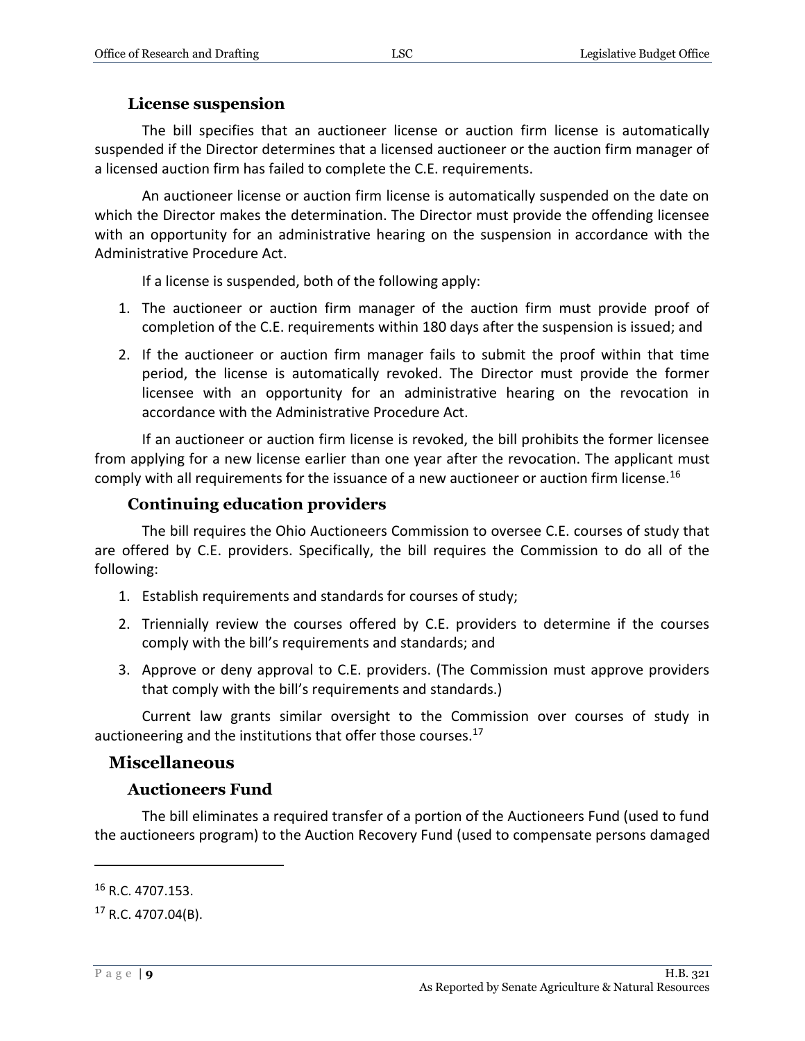### License suspension

The bill specifies that an auctioneer license or auction firm license is automatically suspended if the Director determines that a licensed auctioneer or the auction firm manager of a licensed auction firm has failed to complete the C.E. requirements.

An auctioneer license or auction firm license is automatically suspended on the date on which the Director makes the determination. The Director must provide the offending licensee with an opportunity for an administrative hearing on the suspension in accordance with the Administrative Procedure Act.

If a license is suspended, both of the following apply:

1. The auctioneer or auction firm manager of the auction firm must provide proof of completion of the C.E. requirements within 180 days after the suspension is issued; and
2. If the auctioneer or auction firm manager fails to submit the proof within that time period, the license is automatically revoked. The Director must provide the former licensee with an opportunity for an administrative hearing on the revocation in accordance with the Administrative Procedure Act.

If an auctioneer or auction firm license is revoked, the bill prohibits the former licensee from applying for a new license earlier than one year after the revocation. The applicant must comply with all requirements for the issuance of a new auctioneer or auction firm license.[16]

### Continuing education providers

The bill requires the Ohio Auctioneers Commission to oversee C.E. courses of study that are offered by C.E. providers. Specifically, the bill requires the Commission to do all of the following:

1. Establish requirements and standards for courses of study;
2. Triennially review the courses offered by C.E. providers to determine if the courses comply with the bill's requirements and standards; and
3. Approve or deny approval to C.E. providers. (The Commission must approve providers that comply with the bill's requirements and standards.)

Current law grants similar oversight to the Commission over courses of study in auctioneering and the institutions that offer those courses.[17]

## Miscellaneous

### Auctioneers Fund

The bill eliminates a required transfer of a portion of the Auctioneers Fund (used to fund the auctioneers program) to the Auction Recovery Fund (used to compensate persons damaged

---

[16] R.C. 4707.153.

[17] R.C. 4707.04(B).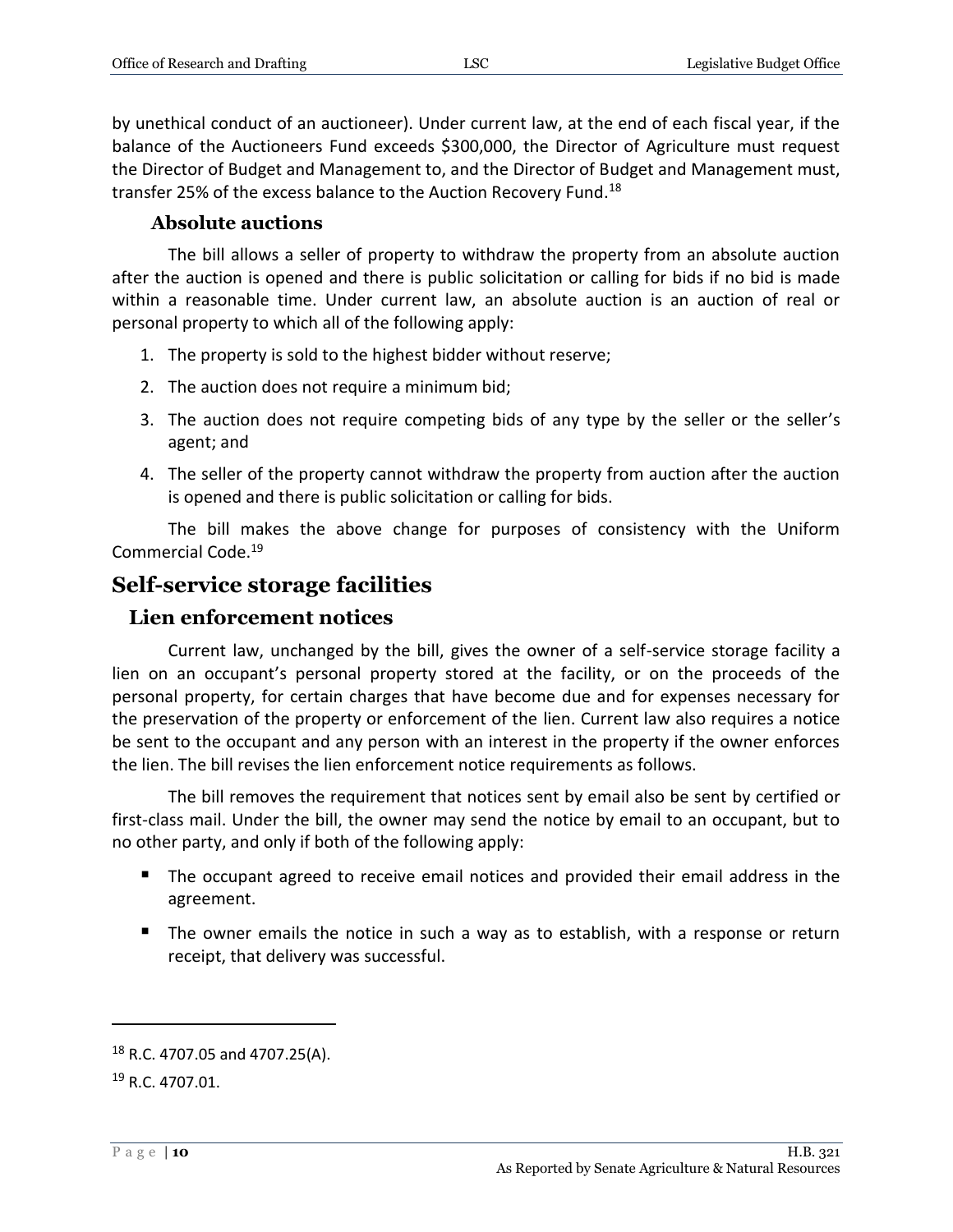by unethical conduct of an auctioneer). Under current law, at the end of each fiscal year, if the balance of the Auctioneers Fund exceeds $300,000, the Director of Agriculture must request the Director of Budget and Management to, and the Director of Budget and Management must, transfer 25% of the excess balance to the Auction Recovery Fund.[18]

### Absolute auctions

The bill allows a seller of property to withdraw the property from an absolute auction after the auction is opened and there is public solicitation or calling for bids if no bid is made within a reasonable time. Under current law, an absolute auction is an auction of real or personal property to which all of the following apply:

1. The property is sold to the highest bidder without reserve;
2. The auction does not require a minimum bid;
3. The auction does not require competing bids of any type by the seller or the seller's agent; and
4. The seller of the property cannot withdraw the property from auction after the auction is opened and there is public solicitation or calling for bids.

The bill makes the above change for purposes of consistency with the Uniform Commercial Code.[19]

## Self-service storage facilities

### Lien enforcement notices

Current law, unchanged by the bill, gives the owner of a self-service storage facility a lien on an occupant's personal property stored at the facility, or on the proceeds of the personal property, for certain charges that have become due and for expenses necessary for the preservation of the property or enforcement of the lien. Current law also requires a notice be sent to the occupant and any person with an interest in the property if the owner enforces the lien. The bill revises the lien enforcement notice requirements as follows.

The bill removes the requirement that notices sent by email also be sent by certified or first-class mail. Under the bill, the owner may send the notice by email to an occupant, but to no other party, and only if both of the following apply:

- The occupant agreed to receive email notices and provided their email address in the agreement.
- The owner emails the notice in such a way as to establish, with a response or return receipt, that delivery was successful.

---

[18] R.C. 4707.05 and 4707.25(A).

[19] R.C. 4707.01.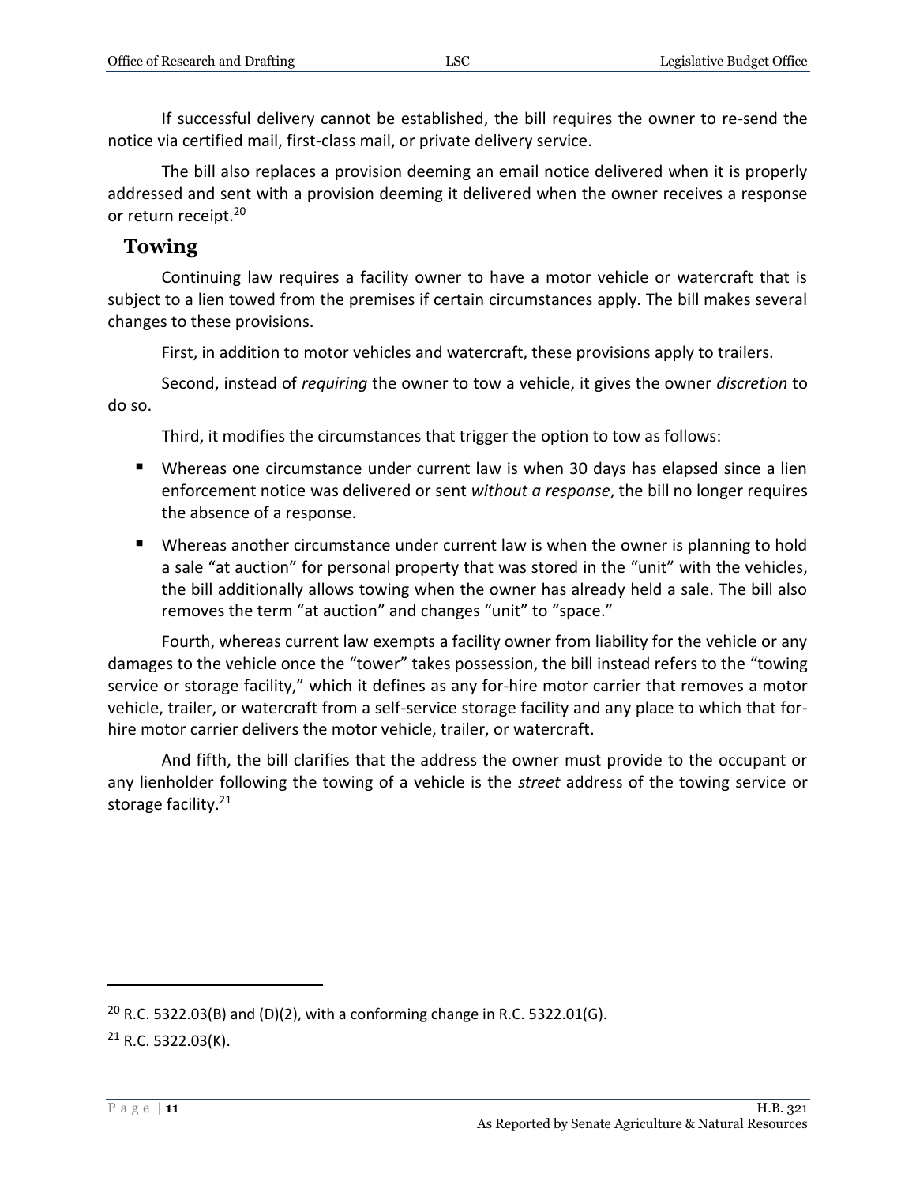If successful delivery cannot be established, the bill requires the owner to re-send the notice via certified mail, first-class mail, or private delivery service.

The bill also replaces a provision deeming an email notice delivered when it is properly addressed and sent with a provision deeming it delivered when the owner receives a response or return receipt.[20]

## Towing

Continuing law requires a facility owner to have a motor vehicle or watercraft that is subject to a lien towed from the premises if certain circumstances apply. The bill makes several changes to these provisions.

First, in addition to motor vehicles and watercraft, these provisions apply to trailers.

Second, instead of *requiring* the owner to tow a vehicle, it gives the owner *discretion* to do so.

Third, it modifies the circumstances that trigger the option to tow as follows:

- Whereas one circumstance under current law is when 30 days has elapsed since a lien enforcement notice was delivered or sent *without a response*, the bill no longer requires the absence of a response.
- Whereas another circumstance under current law is when the owner is planning to hold a sale "at auction" for personal property that was stored in the "unit" with the vehicles, the bill additionally allows towing when the owner has already held a sale. The bill also removes the term "at auction" and changes "unit" to "space."

Fourth, whereas current law exempts a facility owner from liability for the vehicle or any damages to the vehicle once the "tower" takes possession, the bill instead refers to the "towing service or storage facility," which it defines as any for-hire motor carrier that removes a motor vehicle, trailer, or watercraft from a self-service storage facility and any place to which that for-hire motor carrier delivers the motor vehicle, trailer, or watercraft.

And fifth, the bill clarifies that the address the owner must provide to the occupant or any lienholder following the towing of a vehicle is the *street* address of the towing service or storage facility.[21]

---

[20] R.C. 5322.03(B) and (D)(2), with a conforming change in R.C. 5322.01(G).

[21] R.C. 5322.03(K).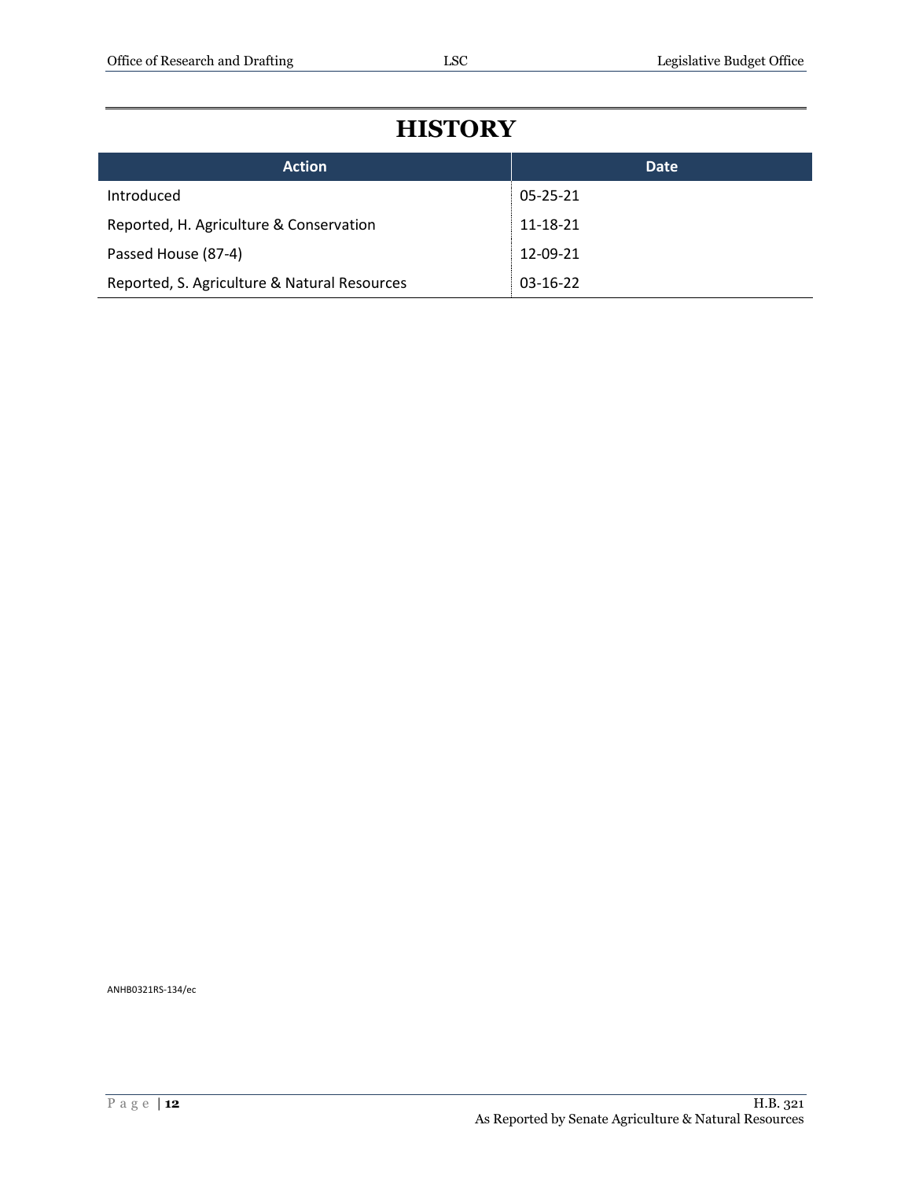# HISTORY

| Action | Date |
|---|---|
| Introduced | 05-25-21 |
| Reported, H. Agriculture & Conservation | 11-18-21 |
| Passed House (87-4) | 12-09-21 |
| Reported, S. Agriculture & Natural Resources | 03-16-22 |

ANHB0321RS-134/ec